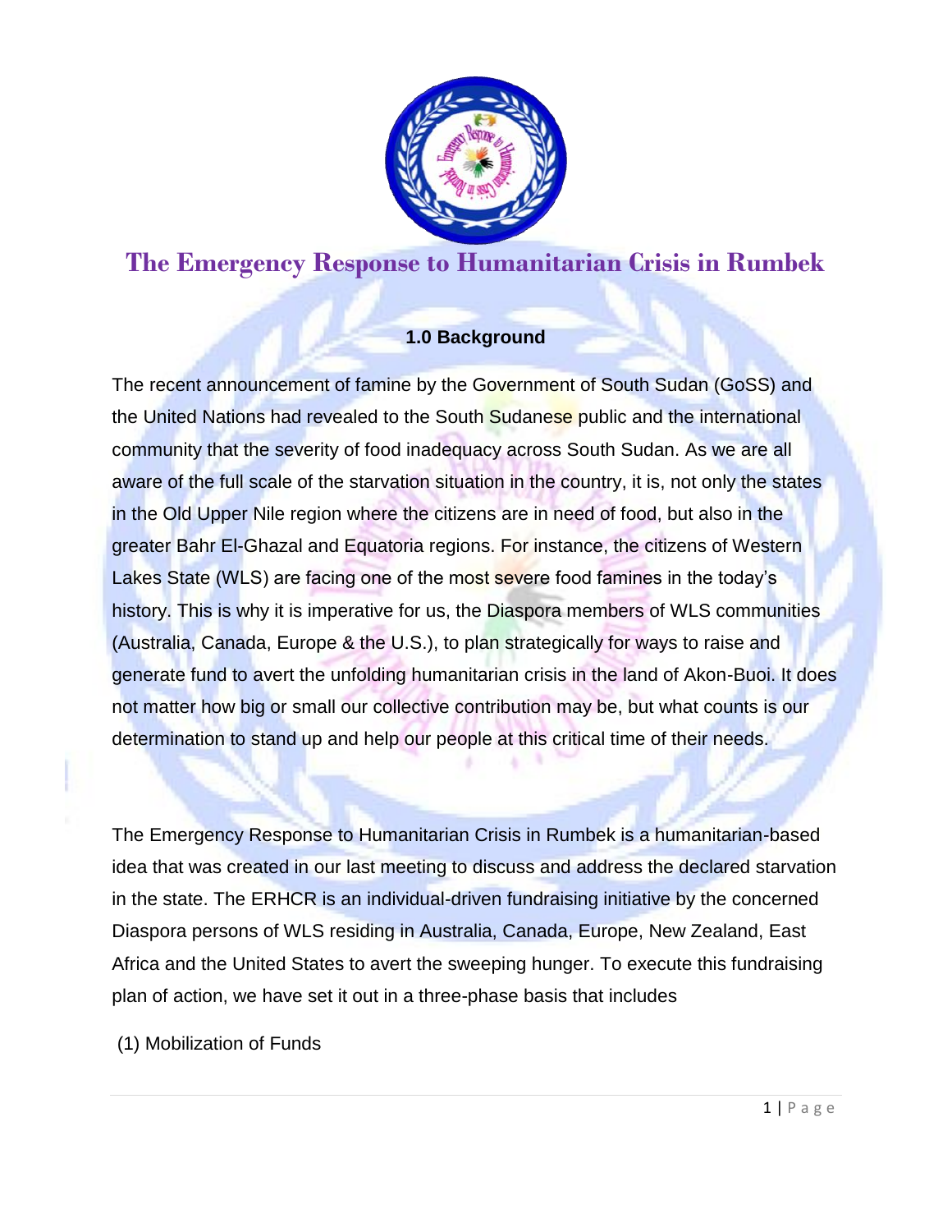# The Emergency Response to Humanitarian Crisis in Rumbek

## 1.0 Background

The recent announcement of famine by the Government of South Sudan (GoSS) and the United Nations had revealed to the South Sudanese public and the international community that the severity of food inadequacy across South Sudan. As we are all aware of the full scale of the starvation situation in the country, it is, not only the states in the Old Upper Nile region where the citizens are in need of food, but also in the greater Bahr El-Ghazal and Equatoria regions. For instance, the citizens of Western Lakes State (WLS) are facing one of the most severe food famines in the today's history. This is why it is imperative for us, the Diaspora members of WLS communities (Australia, Canada, Europe & the U.S.), to plan strategically for ways to raise and generate fund to avert the unfolding humanitarian crisis in the land of Akon-Buoi. It does not matter how big or small our collective contribution may be, but what counts is our determination to stand up and help our people at this critical time of their needs.

The Emergency Response to Humanitarian Crisis in Rumbek is a humanitarian-based idea that was created in our last meeting to discuss and address the declared starvation in the state. The ERHCR is an individual-driven fundraising initiative by the concerned Diaspora persons of WLS residing in Australia, Canada, Europe, New Zealand, East Africa and the United States to avert the sweeping hunger. To execute this fundraising plan of action, we have set it out in a three-phase basis that includes

(1) Mobilization of Funds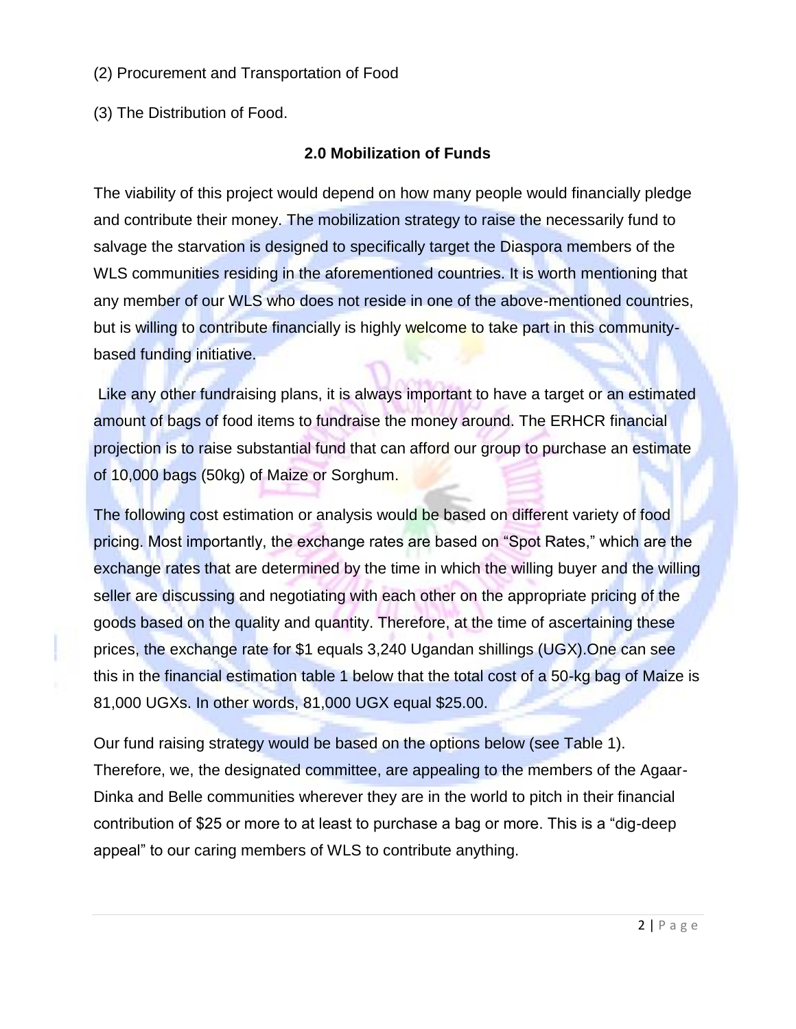(2) Procurement and Transportation of Food

(3) The Distribution of Food.

## 2.0 Mobilization of Funds

The viability of this project would depend on how many people would financially pledge and contribute their money. The mobilization strategy to raise the necessarily fund to salvage the starvation is designed to specifically target the Diaspora members of the WLS communities residing in the aforementioned countries. It is worth mentioning that any member of our WLS who does not reside in one of the above-mentioned countries, but is willing to contribute financially is highly welcome to take part in this community-based funding initiative.

Like any other fundraising plans, it is always important to have a target or an estimated amount of bags of food items to fundraise the money around. The ERHCR financial projection is to raise substantial fund that can afford our group to purchase an estimate of 10,000 bags (50kg) of Maize or Sorghum.

The following cost estimation or analysis would be based on different variety of food pricing. Most importantly, the exchange rates are based on "Spot Rates," which are the exchange rates that are determined by the time in which the willing buyer and the willing seller are discussing and negotiating with each other on the appropriate pricing of the goods based on the quality and quantity. Therefore, at the time of ascertaining these prices, the exchange rate for $1 equals 3,240 Ugandan shillings (UGX).One can see this in the financial estimation table 1 below that the total cost of a 50-kg bag of Maize is 81,000 UGXs. In other words, 81,000 UGX equal $25.00.

Our fund raising strategy would be based on the options below (see Table 1). Therefore, we, the designated committee, are appealing to the members of the Agaar-Dinka and Belle communities wherever they are in the world to pitch in their financial contribution of $25 or more to at least to purchase a bag or more. This is a "dig-deep appeal" to our caring members of WLS to contribute anything.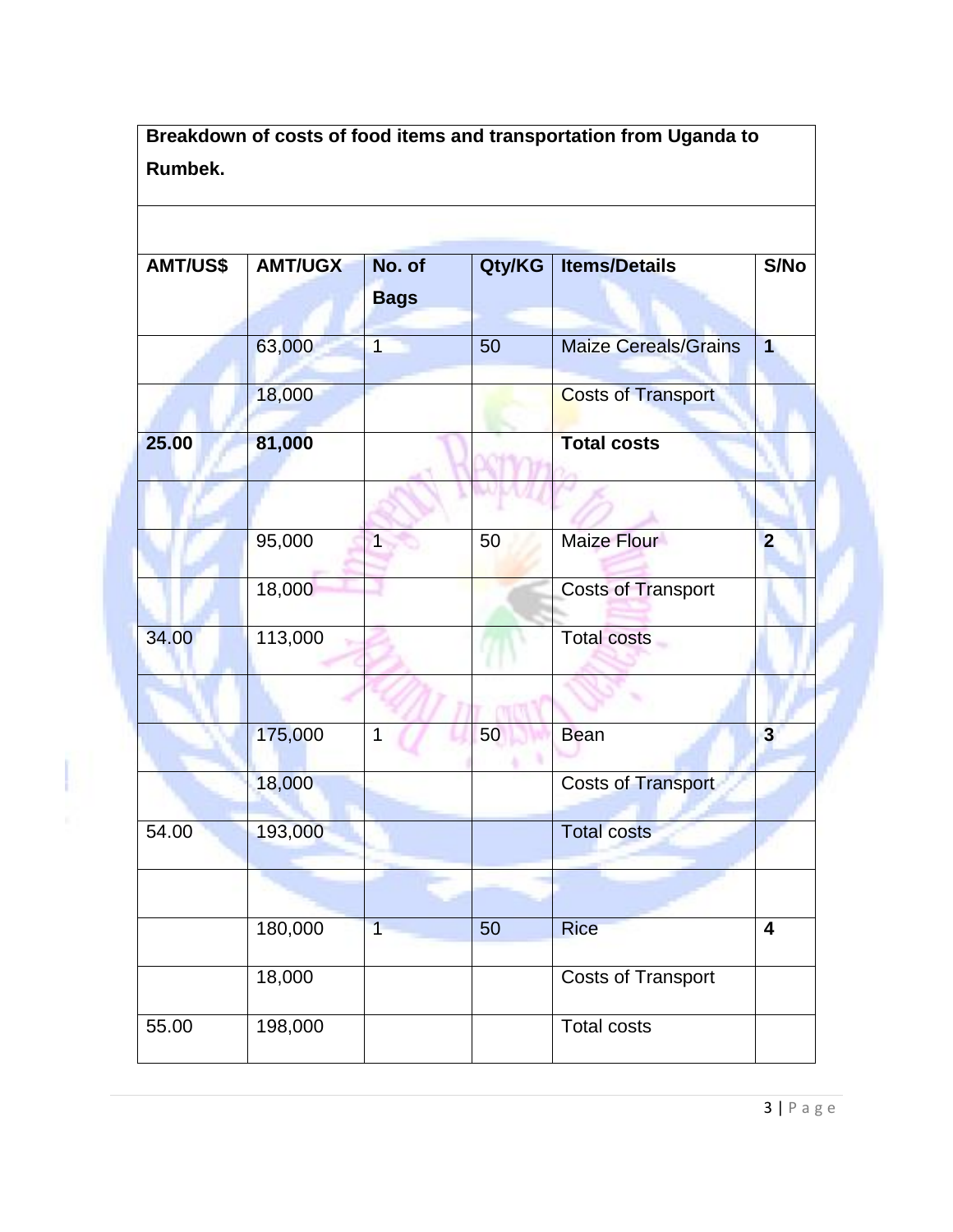| Breakdown of costs of food items and transportation from Uganda to Rumbek. | | | | | |
|---|---|---|---|---|---|
| | | | | | |
| **AMT/US$** | **AMT/UGX** | **No. of Bags** | **Qty/KG** | **Items/Details** | **S/No** |
| | 63,000 | 1 | 50 | Maize Cereals/Grains | **1** |
| | 18,000 | | | Costs of Transport | |
| **25.00** | **81,000** | | | **Total costs** | |
| | | | | | |
| | 95,000 | 1 | 50 | Maize Flour | **2** |
| | 18,000 | | | Costs of Transport | |
| 34.00 | 113,000 | | | Total costs | |
| | | | | | |
| | 175,000 | 1 | 50 | Bean | **3** |
| | 18,000 | | | Costs of Transport | |
| 54.00 | 193,000 | | | Total costs | |
| | | | | | |
| | 180,000 | 1 | 50 | Rice | **4** |
| | 18,000 | | | Costs of Transport | |
| 55.00 | 198,000 | | | Total costs | |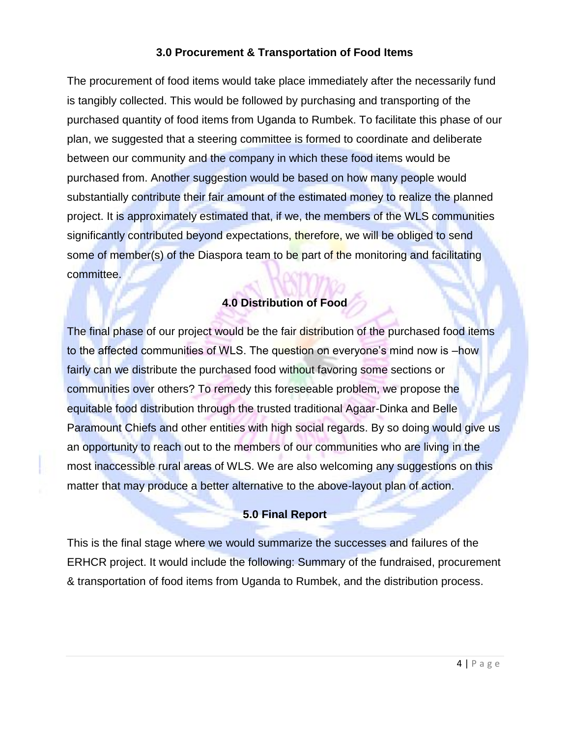## 3.0 Procurement & Transportation of Food Items

The procurement of food items would take place immediately after the necessarily fund is tangibly collected. This would be followed by purchasing and transporting of the purchased quantity of food items from Uganda to Rumbek. To facilitate this phase of our plan, we suggested that a steering committee is formed to coordinate and deliberate between our community and the company in which these food items would be purchased from. Another suggestion would be based on how many people would substantially contribute their fair amount of the estimated money to realize the planned project. It is approximately estimated that, if we, the members of the WLS communities significantly contributed beyond expectations, therefore, we will be obliged to send some of member(s) of the Diaspora team to be part of the monitoring and facilitating committee.

## 4.0 Distribution of Food

The final phase of our project would be the fair distribution of the purchased food items to the affected communities of WLS. The question on everyone's mind now is –how fairly can we distribute the purchased food without favoring some sections or communities over others? To remedy this foreseeable problem, we propose the equitable food distribution through the trusted traditional Agaar-Dinka and Belle Paramount Chiefs and other entities with high social regards. By so doing would give us an opportunity to reach out to the members of our communities who are living in the most inaccessible rural areas of WLS. We are also welcoming any suggestions on this matter that may produce a better alternative to the above-layout plan of action.

## 5.0 Final Report

This is the final stage where we would summarize the successes and failures of the ERHCR project. It would include the following: Summary of the fundraised, procurement & transportation of food items from Uganda to Rumbek, and the distribution process.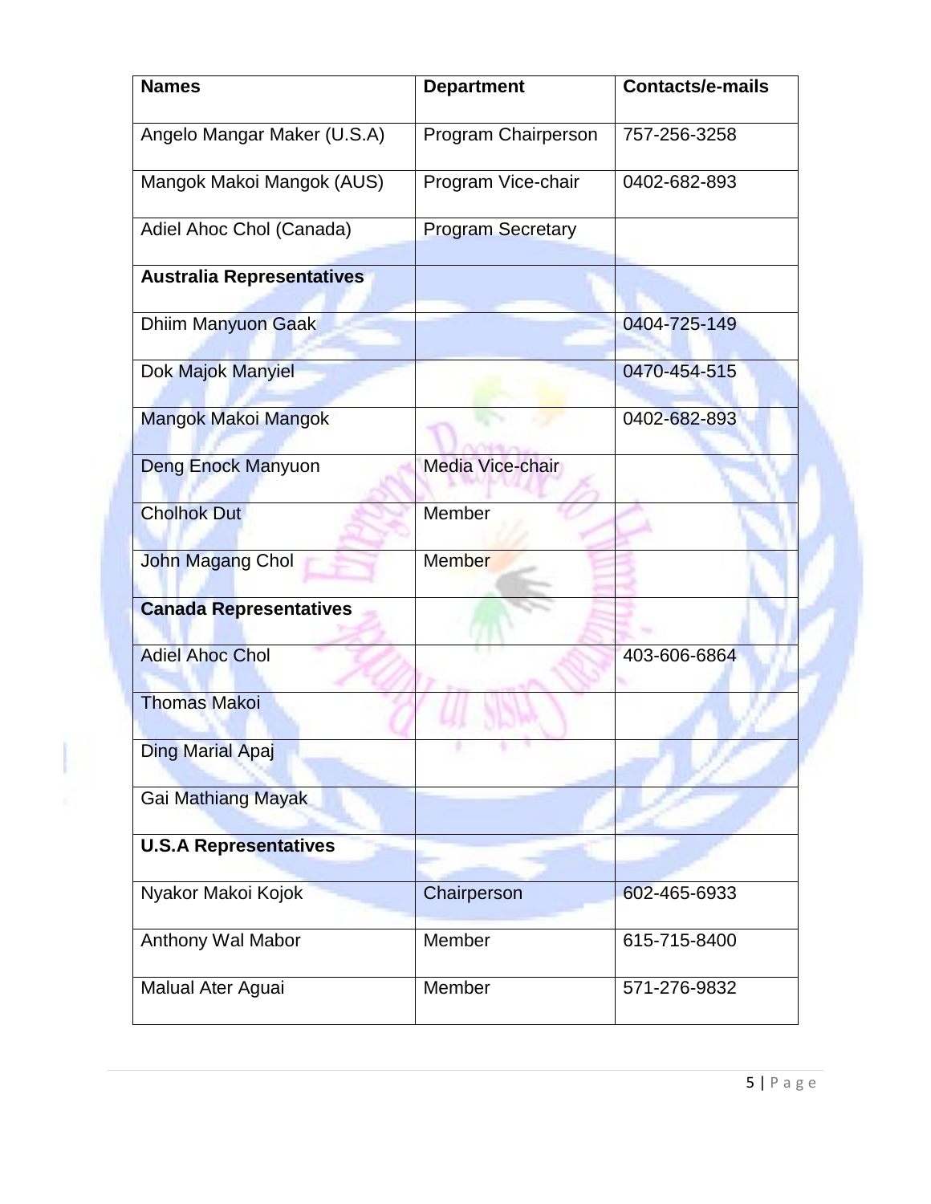| Names | Department | Contacts/e-mails |
|---|---|---|
| Angelo Mangar Maker (U.S.A) | Program Chairperson | 757-256-3258 |
| Mangok Makoi Mangok (AUS) | Program Vice-chair | 0402-682-893 |
| Adiel Ahoc Chol (Canada) | Program Secretary | |
| **Australia Representatives** | | |
| Dhiim Manyuon Gaak | | 0404-725-149 |
| Dok Majok Manyiel | | 0470-454-515 |
| Mangok Makoi Mangok | | 0402-682-893 |
| Deng Enock Manyuon | Media Vice-chair | |
| Cholhok Dut | Member | |
| John Magang Chol | Member | |
| **Canada Representatives** | | |
| Adiel Ahoc Chol | | 403-606-6864 |
| Thomas Makoi | | |
| Ding Marial Apaj | | |
| Gai Mathiang Mayak | | |
| **U.S.A Representatives** | | |
| Nyakor Makoi Kojok | Chairperson | 602-465-6933 |
| Anthony Wal Mabor | Member | 615-715-8400 |
| Malual Ater Aguai | Member | 571-276-9832 |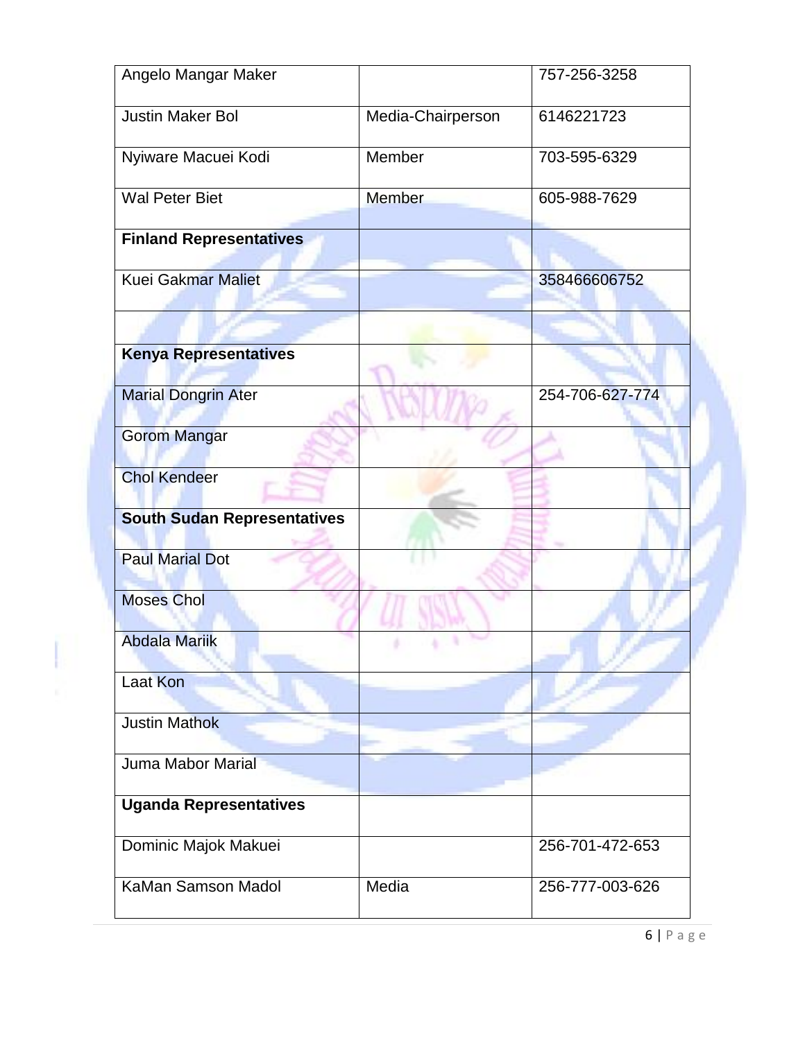| Angelo Mangar Maker | | 757-256-3258 |
|---|---|---|
| Justin Maker Bol | Media-Chairperson | 6146221723 |
| Nyiware Macuei Kodi | Member | 703-595-6329 |
| Wal Peter Biet | Member | 605-988-7629 |
| **Finland Representatives** | | |
| Kuei Gakmar Maliet | | 358466606752 |
| | | |
| **Kenya Representatives** | | |
| Marial Dongrin Ater | | 254-706-627-774 |
| Gorom Mangar | | |
| Chol Kendeer | | |
| **South Sudan Representatives** | | |
| Paul Marial Dot | | |
| Moses Chol | | |
| Abdala Mariik | | |
| Laat Kon | | |
| Justin Mathok | | |
| Juma Mabor Marial | | |
| **Uganda Representatives** | | |
| Dominic Majok Makuei | | 256-701-472-653 |
| KaMan Samson Madol | Media | 256-777-003-626 |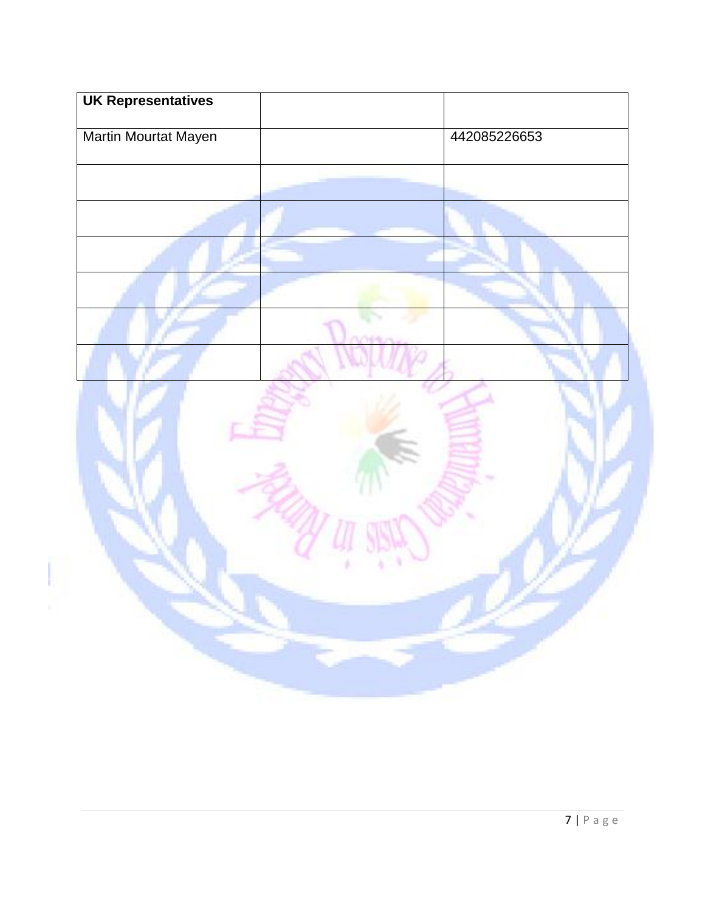| | | |
|---|---|---|
| **UK Representatives** | | |
| Martin Mourtat Mayen | | 442085226653 |
| | | |
| | | |
| | | |
| | | |
| | | |
| | | |